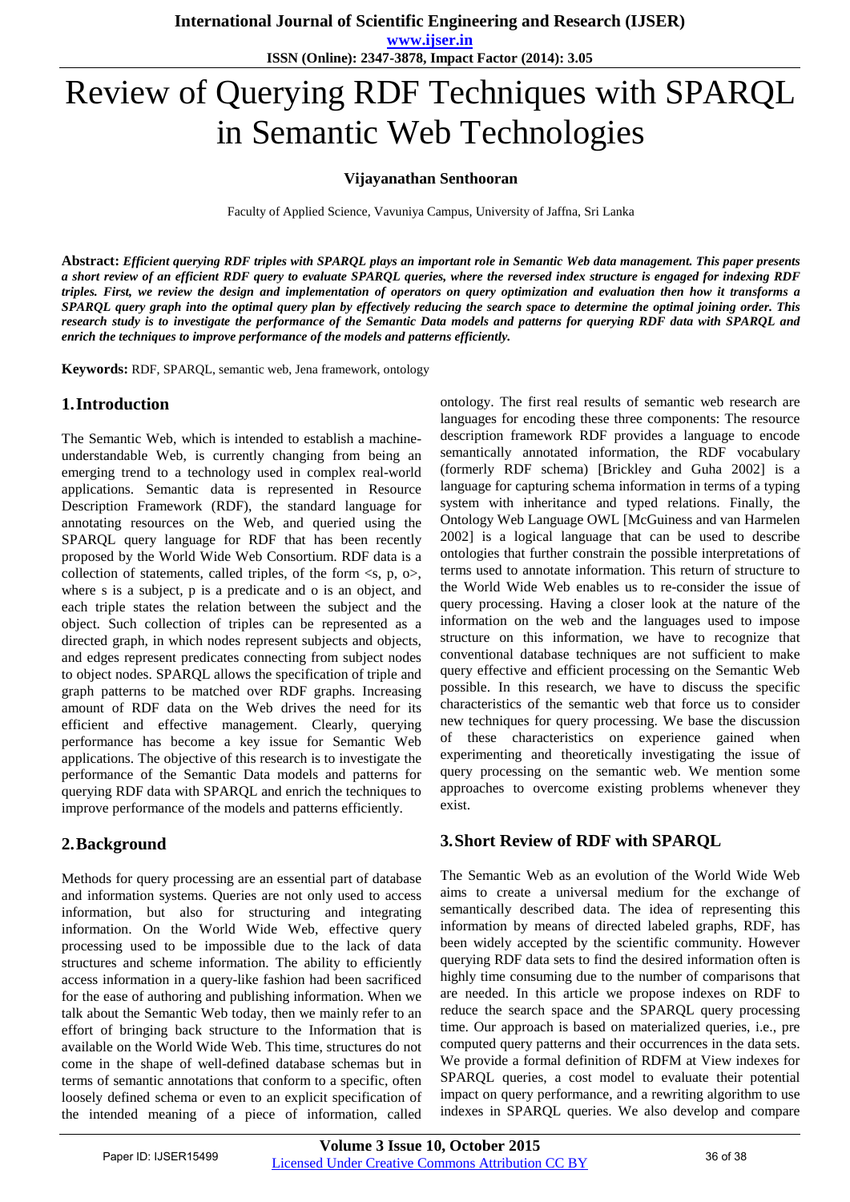# Review of Querying RDF Techniques with SPARQL in Semantic Web Technologies

**Vijayanathan Senthooran**

Faculty of Applied Science, Vavuniya Campus, University of Jaffna, Sri Lanka

**Abstract:** ***Efficient querying RDF triples with SPARQL plays an important role in Semantic Web data management. This paper presents a short review of an efficient RDF query to evaluate SPARQL queries, where the reversed index structure is engaged for indexing RDF triples. First, we review the design and implementation of operators on query optimization and evaluation then how it transforms a SPARQL query graph into the optimal query plan by effectively reducing the search space to determine the optimal joining order. This research study is to investigate the performance of the Semantic Data models and patterns for querying RDF data with SPARQL and enrich the techniques to improve performance of the models and patterns efficiently.***

**Keywords:** RDF, SPARQL, semantic web, Jena framework, ontology

## 1. Introduction

The Semantic Web, which is intended to establish a machine-understandable Web, is currently changing from being an emerging trend to a technology used in complex real-world applications. Semantic data is represented in Resource Description Framework (RDF), the standard language for annotating resources on the Web, and queried using the SPARQL query language for RDF that has been recently proposed by the World Wide Web Consortium. RDF data is a collection of statements, called triples, of the form <s, p, o>, where s is a subject, p is a predicate and o is an object, and each triple states the relation between the subject and the object. Such collection of triples can be represented as a directed graph, in which nodes represent subjects and objects, and edges represent predicates connecting from subject nodes to object nodes. SPARQL allows the specification of triple and graph patterns to be matched over RDF graphs. Increasing amount of RDF data on the Web drives the need for its efficient and effective management. Clearly, querying performance has become a key issue for Semantic Web applications. The objective of this research is to investigate the performance of the Semantic Data models and patterns for querying RDF data with SPARQL and enrich the techniques to improve performance of the models and patterns efficiently.

## 2. Background

Methods for query processing are an essential part of database and information systems. Queries are not only used to access information, but also for structuring and integrating information. On the World Wide Web, effective query processing used to be impossible due to the lack of data structures and scheme information. The ability to efficiently access information in a query-like fashion had been sacrificed for the ease of authoring and publishing information. When we talk about the Semantic Web today, then we mainly refer to an effort of bringing back structure to the Information that is available on the World Wide Web. This time, structures do not come in the shape of well-defined database schemas but in terms of semantic annotations that conform to a specific, often loosely defined schema or even to an explicit specification of the intended meaning of a piece of information, called ontology. The first real results of semantic web research are languages for encoding these three components: The resource description framework RDF provides a language to encode semantically annotated information, the RDF vocabulary (formerly RDF schema) [Brickley and Guha 2002] is a language for capturing schema information in terms of a typing system with inheritance and typed relations. Finally, the Ontology Web Language OWL [McGuiness and van Harmelen 2002] is a logical language that can be used to describe ontologies that further constrain the possible interpretations of terms used to annotate information. This return of structure to the World Wide Web enables us to re-consider the issue of query processing. Having a closer look at the nature of the information on the web and the languages used to impose structure on this information, we have to recognize that conventional database techniques are not sufficient to make query effective and efficient processing on the Semantic Web possible. In this research, we have to discuss the specific characteristics of the semantic web that force us to consider new techniques for query processing. We base the discussion of these characteristics on experience gained when experimenting and theoretically investigating the issue of query processing on the semantic web. We mention some approaches to overcome existing problems whenever they exist.

## 3. Short Review of RDF with SPARQL

The Semantic Web as an evolution of the World Wide Web aims to create a universal medium for the exchange of semantically described data. The idea of representing this information by means of directed labeled graphs, RDF, has been widely accepted by the scientific community. However querying RDF data sets to find the desired information often is highly time consuming due to the number of comparisons that are needed. In this article we propose indexes on RDF to reduce the search space and the SPARQL query processing time. Our approach is based on materialized queries, i.e., pre computed query patterns and their occurrences in the data sets. We provide a formal definition of RDFM at View indexes for SPARQL queries, a cost model to evaluate their potential impact on query performance, and a rewriting algorithm to use indexes in SPARQL queries. We also develop and compare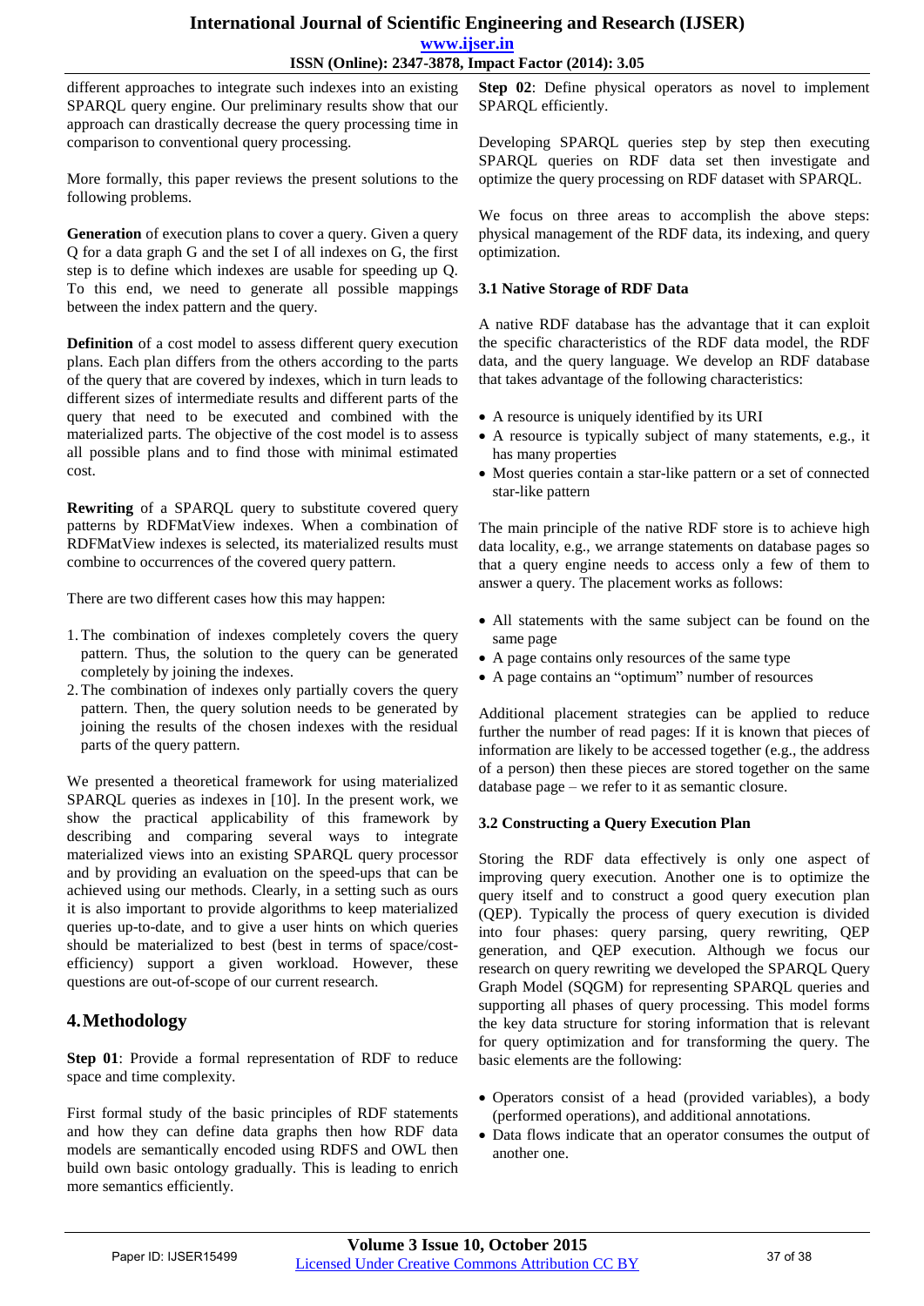different approaches to integrate such indexes into an existing SPARQL query engine. Our preliminary results show that our approach can drastically decrease the query processing time in comparison to conventional query processing.

More formally, this paper reviews the present solutions to the following problems.

**Generation** of execution plans to cover a query. Given a query Q for a data graph G and the set I of all indexes on G, the first step is to define which indexes are usable for speeding up Q. To this end, we need to generate all possible mappings between the index pattern and the query.

**Definition** of a cost model to assess different query execution plans. Each plan differs from the others according to the parts of the query that are covered by indexes, which in turn leads to different sizes of intermediate results and different parts of the query that need to be executed and combined with the materialized parts. The objective of the cost model is to assess all possible plans and to find those with minimal estimated cost.

**Rewriting** of a SPARQL query to substitute covered query patterns by RDFMatView indexes. When a combination of RDFMatView indexes is selected, its materialized results must combine to occurrences of the covered query pattern.

There are two different cases how this may happen:

1. The combination of indexes completely covers the query pattern. Thus, the solution to the query can be generated completely by joining the indexes.
2. The combination of indexes only partially covers the query pattern. Then, the query solution needs to be generated by joining the results of the chosen indexes with the residual parts of the query pattern.

We presented a theoretical framework for using materialized SPARQL queries as indexes in [10]. In the present work, we show the practical applicability of this framework by describing and comparing several ways to integrate materialized views into an existing SPARQL query processor and by providing an evaluation on the speed-ups that can be achieved using our methods. Clearly, in a setting such as ours it is also important to provide algorithms to keep materialized queries up-to-date, and to give a user hints on which queries should be materialized to best (best in terms of space/cost-efficiency) support a given workload. However, these questions are out-of-scope of our current research.

## 4. Methodology

**Step 01**: Provide a formal representation of RDF to reduce space and time complexity.

First formal study of the basic principles of RDF statements and how they can define data graphs then how RDF data models are semantically encoded using RDFS and OWL then build own basic ontology gradually. This is leading to enrich more semantics efficiently.

**Step 02**: Define physical operators as novel to implement SPARQL efficiently.

Developing SPARQL queries step by step then executing SPARQL queries on RDF data set then investigate and optimize the query processing on RDF dataset with SPARQL.

We focus on three areas to accomplish the above steps: physical management of the RDF data, its indexing, and query optimization.

### 3.1 Native Storage of RDF Data

A native RDF database has the advantage that it can exploit the specific characteristics of the RDF data model, the RDF data, and the query language. We develop an RDF database that takes advantage of the following characteristics:

- A resource is uniquely identified by its URI
- A resource is typically subject of many statements, e.g., it has many properties
- Most queries contain a star-like pattern or a set of connected star-like pattern

The main principle of the native RDF store is to achieve high data locality, e.g., we arrange statements on database pages so that a query engine needs to access only a few of them to answer a query. The placement works as follows:

- All statements with the same subject can be found on the same page
- A page contains only resources of the same type
- A page contains an "optimum" number of resources

Additional placement strategies can be applied to reduce further the number of read pages: If it is known that pieces of information are likely to be accessed together (e.g., the address of a person) then these pieces are stored together on the same database page – we refer to it as semantic closure.

### 3.2 Constructing a Query Execution Plan

Storing the RDF data effectively is only one aspect of improving query execution. Another one is to optimize the query itself and to construct a good query execution plan (QEP). Typically the process of query execution is divided into four phases: query parsing, query rewriting, QEP generation, and QEP execution. Although we focus our research on query rewriting we developed the SPARQL Query Graph Model (SQGM) for representing SPARQL queries and supporting all phases of query processing. This model forms the key data structure for storing information that is relevant for query optimization and for transforming the query. The basic elements are the following:

- Operators consist of a head (provided variables), a body (performed operations), and additional annotations.
- Data flows indicate that an operator consumes the output of another one.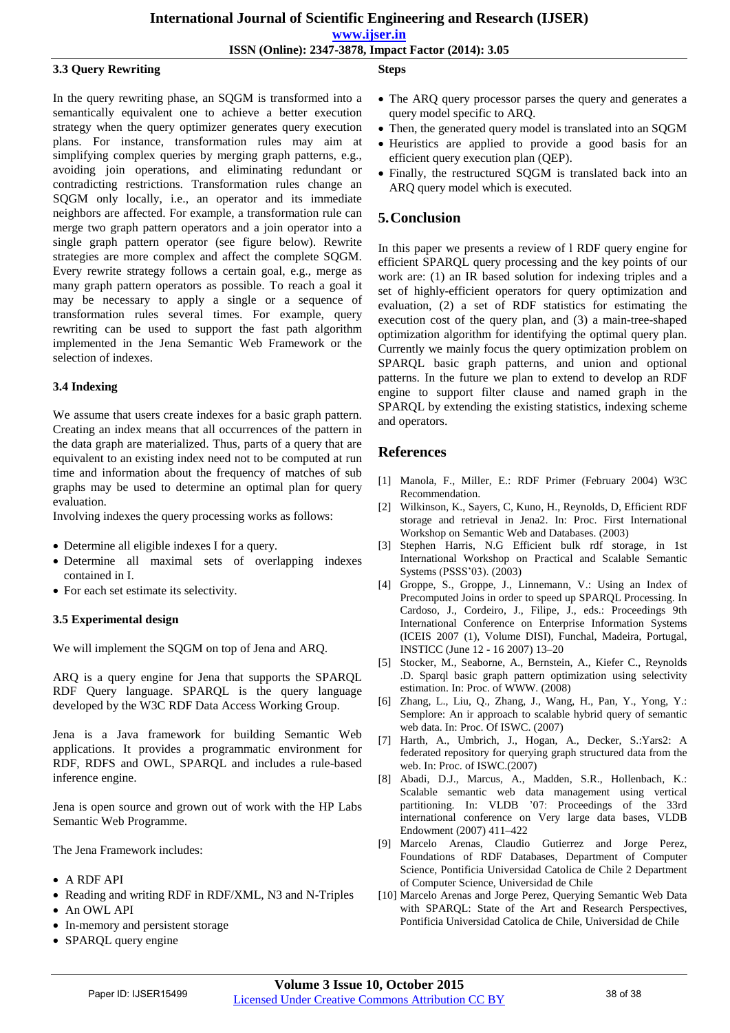### 3.3 Query Rewriting

In the query rewriting phase, an SQGM is transformed into a semantically equivalent one to achieve a better execution strategy when the query optimizer generates query execution plans. For instance, transformation rules may aim at simplifying complex queries by merging graph patterns, e.g., avoiding join operations, and eliminating redundant or contradicting restrictions. Transformation rules change an SQGM only locally, i.e., an operator and its immediate neighbors are affected. For example, a transformation rule can merge two graph pattern operators and a join operator into a single graph pattern operator (see figure below). Rewrite strategies are more complex and affect the complete SQGM. Every rewrite strategy follows a certain goal, e.g., merge as many graph pattern operators as possible. To reach a goal it may be necessary to apply a single or a sequence of transformation rules several times. For example, query rewriting can be used to support the fast path algorithm implemented in the Jena Semantic Web Framework or the selection of indexes.

### 3.4 Indexing

We assume that users create indexes for a basic graph pattern. Creating an index means that all occurrences of the pattern in the data graph are materialized. Thus, parts of a query that are equivalent to an existing index need not to be computed at run time and information about the frequency of matches of sub graphs may be used to determine an optimal plan for query evaluation.

Involving indexes the query processing works as follows:

- Determine all eligible indexes I for a query.
- Determine all maximal sets of overlapping indexes contained in I.
- For each set estimate its selectivity.

### 3.5 Experimental design

We will implement the SQGM on top of Jena and ARQ.

ARQ is a query engine for Jena that supports the SPARQL RDF Query language. SPARQL is the query language developed by the W3C RDF Data Access Working Group.

Jena is a Java framework for building Semantic Web applications. It provides a programmatic environment for RDF, RDFS and OWL, SPARQL and includes a rule-based inference engine.

Jena is open source and grown out of work with the HP Labs Semantic Web Programme.

The Jena Framework includes:

- A RDF API
- Reading and writing RDF in RDF/XML, N3 and N-Triples
- An OWL API
- In-memory and persistent storage
- SPARQL query engine

**Steps**

- The ARQ query processor parses the query and generates a query model specific to ARQ.
- Then, the generated query model is translated into an SQGM
- Heuristics are applied to provide a good basis for an efficient query execution plan (QEP).
- Finally, the restructured SQGM is translated back into an ARQ query model which is executed.

## 5. Conclusion

In this paper we presents a review of l RDF query engine for efficient SPARQL query processing and the key points of our work are: (1) an IR based solution for indexing triples and a set of highly-efficient operators for query optimization and evaluation, (2) a set of RDF statistics for estimating the execution cost of the query plan, and (3) a main-tree-shaped optimization algorithm for identifying the optimal query plan. Currently we mainly focus the query optimization problem on SPARQL basic graph patterns, and union and optional patterns. In the future we plan to extend to develop an RDF engine to support filter clause and named graph in the SPARQL by extending the existing statistics, indexing scheme and operators.

## References

[1] Manola, F., Miller, E.: RDF Primer (February 2004) W3C Recommendation.

[2] Wilkinson, K., Sayers, C, Kuno, H., Reynolds, D, Efficient RDF storage and retrieval in Jena2. In: Proc. First International Workshop on Semantic Web and Databases. (2003)

[3] Stephen Harris, N.G Efficient bulk rdf storage, in 1st International Workshop on Practical and Scalable Semantic Systems (PSSS'03). (2003)

[4] Groppe, S., Groppe, J., Linnemann, V.: Using an Index of Precomputed Joins in order to speed up SPARQL Processing. In Cardoso, J., Cordeiro, J., Filipe, J., eds.: Proceedings 9th International Conference on Enterprise Information Systems (ICEIS 2007 (1), Volume DISI), Funchal, Madeira, Portugal, INSTICC (June 12 - 16 2007) 13–20

[5] Stocker, M., Seaborne, A., Bernstein, A., Kiefer C., Reynolds .D. Sparql basic graph pattern optimization using selectivity estimation. In: Proc. of WWW. (2008)

[6] Zhang, L., Liu, Q., Zhang, J., Wang, H., Pan, Y., Yong, Y.: Semplore: An ir approach to scalable hybrid query of semantic web data. In: Proc. Of ISWC. (2007)

[7] Harth, A., Umbrich, J., Hogan, A., Decker, S.:Yars2: A federated repository for querying graph structured data from the web. In: Proc. of ISWC.(2007)

[8] Abadi, D.J., Marcus, A., Madden, S.R., Hollenbach, K.: Scalable semantic web data management using vertical partitioning. In: VLDB '07: Proceedings of the 33rd international conference on Very large data bases, VLDB Endowment (2007) 411–422

[9] Marcelo Arenas, Claudio Gutierrez and Jorge Perez, Foundations of RDF Databases, Department of Computer Science, Pontificia Universidad Catolica de Chile 2 Department of Computer Science, Universidad de Chile

[10] Marcelo Arenas and Jorge Perez, Querying Semantic Web Data with SPARQL: State of the Art and Research Perspectives, Pontificia Universidad Catolica de Chile, Universidad de Chile